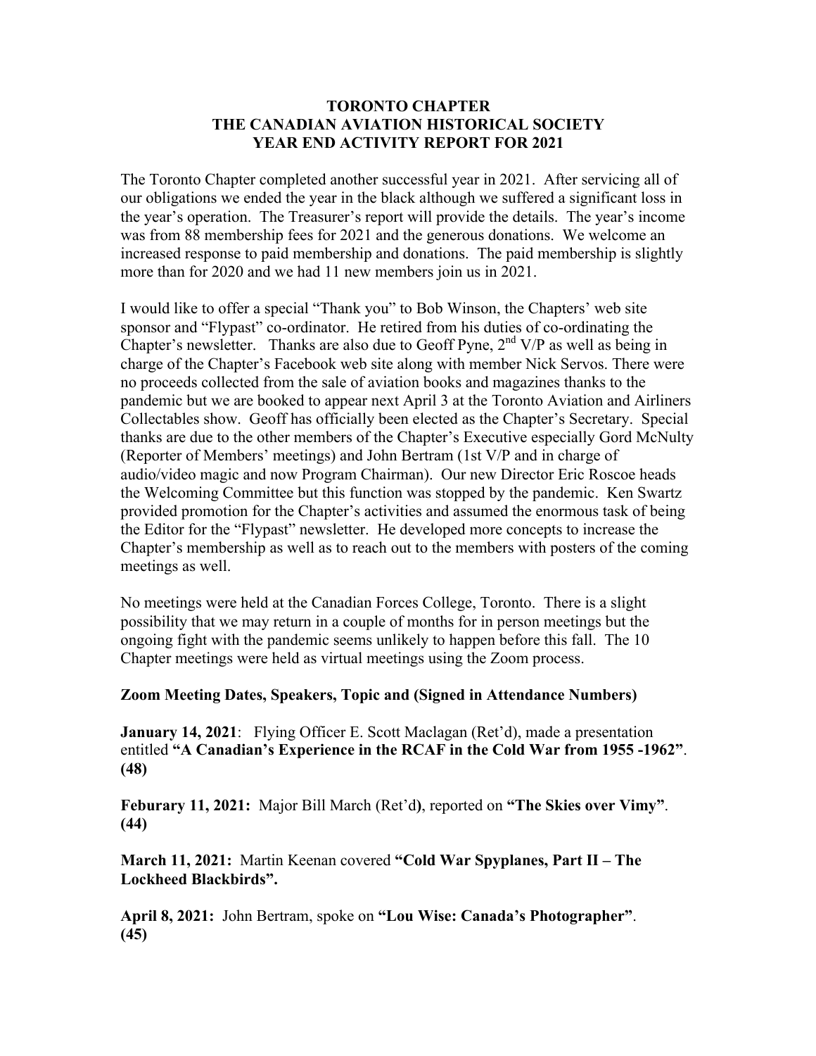# TORONTO CHAPTER
# THE CANADIAN AVIATION HISTORICAL SOCIETY
# YEAR END ACTIVITY REPORT FOR 2021

The Toronto Chapter completed another successful year in 2021. After servicing all of our obligations we ended the year in the black although we suffered a significant loss in the year's operation. The Treasurer's report will provide the details. The year's income was from 88 membership fees for 2021 and the generous donations. We welcome an increased response to paid membership and donations. The paid membership is slightly more than for 2020 and we had 11 new members join us in 2021.

I would like to offer a special "Thank you" to Bob Winson, the Chapters' web site sponsor and "Flypast" co-ordinator. He retired from his duties of co-ordinating the Chapter's newsletter. Thanks are also due to Geoff Pyne, 2nd V/P as well as being in charge of the Chapter's Facebook web site along with member Nick Servos. There were no proceeds collected from the sale of aviation books and magazines thanks to the pandemic but we are booked to appear next April 3 at the Toronto Aviation and Airliners Collectables show. Geoff has officially been elected as the Chapter's Secretary. Special thanks are due to the other members of the Chapter's Executive especially Gord McNulty (Reporter of Members' meetings) and John Bertram (1st V/P and in charge of audio/video magic and now Program Chairman). Our new Director Eric Roscoe heads the Welcoming Committee but this function was stopped by the pandemic. Ken Swartz provided promotion for the Chapter's activities and assumed the enormous task of being the Editor for the "Flypast" newsletter. He developed more concepts to increase the Chapter's membership as well as to reach out to the members with posters of the coming meetings as well.

No meetings were held at the Canadian Forces College, Toronto. There is a slight possibility that we may return in a couple of months for in person meetings but the ongoing fight with the pandemic seems unlikely to happen before this fall. The 10 Chapter meetings were held as virtual meetings using the Zoom process.

**Zoom Meeting Dates, Speakers, Topic and (Signed in Attendance Numbers)**

**January 14, 2021**: Flying Officer E. Scott Maclagan (Ret'd), made a presentation entitled **"A Canadian's Experience in the RCAF in the Cold War from 1955 -1962"**. **(48)**

**Feburary 11, 2021:** Major Bill March (Ret'd), reported on **"The Skies over Vimy"**. **(44)**

**March 11, 2021:** Martin Keenan covered **"Cold War Spyplanes, Part II – The Lockheed Blackbirds".**

**April 8, 2021:** John Bertram, spoke on **"Lou Wise: Canada's Photographer"**. **(45)**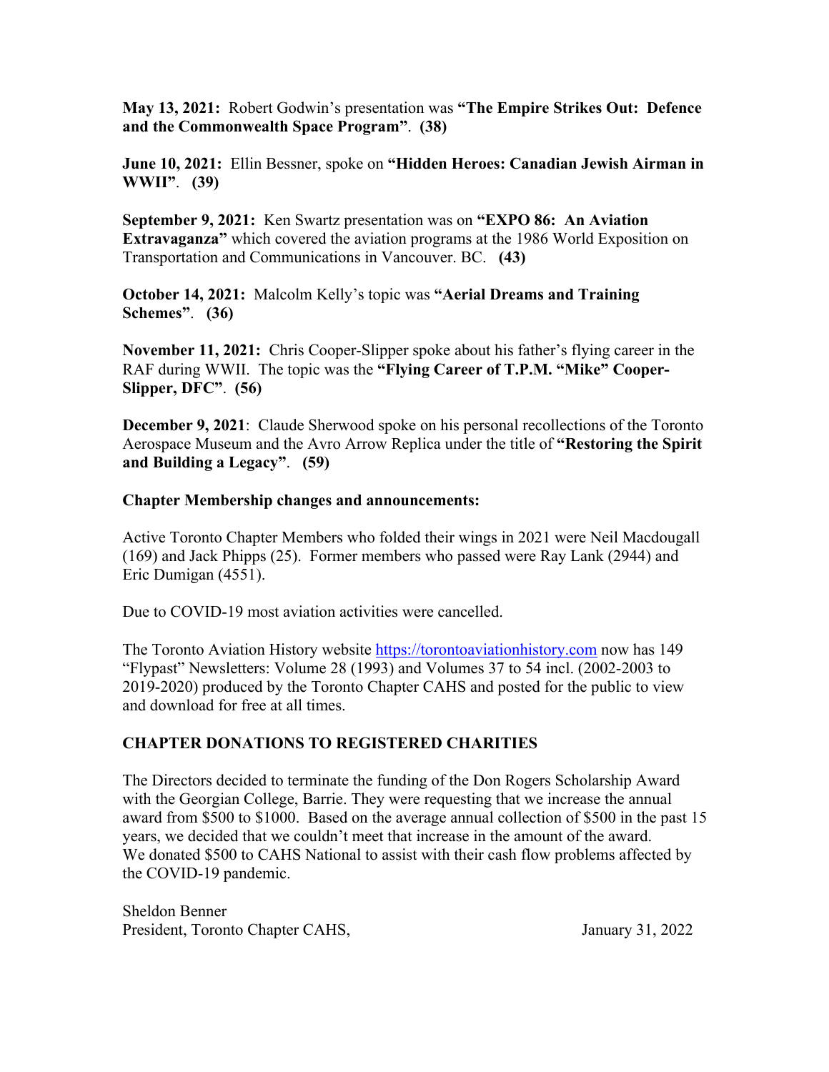**May 13, 2021:** Robert Godwin's presentation was **"The Empire Strikes Out: Defence and the Commonwealth Space Program"**. **(38)**

**June 10, 2021:** Ellin Bessner, spoke on **"Hidden Heroes: Canadian Jewish Airman in WWII"**. **(39)**

**September 9, 2021:** Ken Swartz presentation was on **"EXPO 86: An Aviation Extravaganza"** which covered the aviation programs at the 1986 World Exposition on Transportation and Communications in Vancouver. BC. **(43)**

**October 14, 2021:** Malcolm Kelly's topic was **"Aerial Dreams and Training Schemes"**. **(36)**

**November 11, 2021:** Chris Cooper-Slipper spoke about his father's flying career in the RAF during WWII. The topic was the **"Flying Career of T.P.M. "Mike" Cooper-Slipper, DFC"**. **(56)**

**December 9, 2021**: Claude Sherwood spoke on his personal recollections of the Toronto Aerospace Museum and the Avro Arrow Replica under the title of **"Restoring the Spirit and Building a Legacy"**. **(59)**

**Chapter Membership changes and announcements:**

Active Toronto Chapter Members who folded their wings in 2021 were Neil Macdougall (169) and Jack Phipps (25). Former members who passed were Ray Lank (2944) and Eric Dumigan (4551).

Due to COVID-19 most aviation activities were cancelled.

The Toronto Aviation History website https://torontoaviationhistory.com now has 149 "Flypast" Newsletters: Volume 28 (1993) and Volumes 37 to 54 incl. (2002-2003 to 2019-2020) produced by the Toronto Chapter CAHS and posted for the public to view and download for free at all times.

**CHAPTER DONATIONS TO REGISTERED CHARITIES**

The Directors decided to terminate the funding of the Don Rogers Scholarship Award with the Georgian College, Barrie. They were requesting that we increase the annual award from $500 to $1000. Based on the average annual collection of $500 in the past 15 years, we decided that we couldn't meet that increase in the amount of the award. We donated $500 to CAHS National to assist with their cash flow problems affected by the COVID-19 pandemic.

Sheldon Benner
President, Toronto Chapter CAHS, January 31, 2022